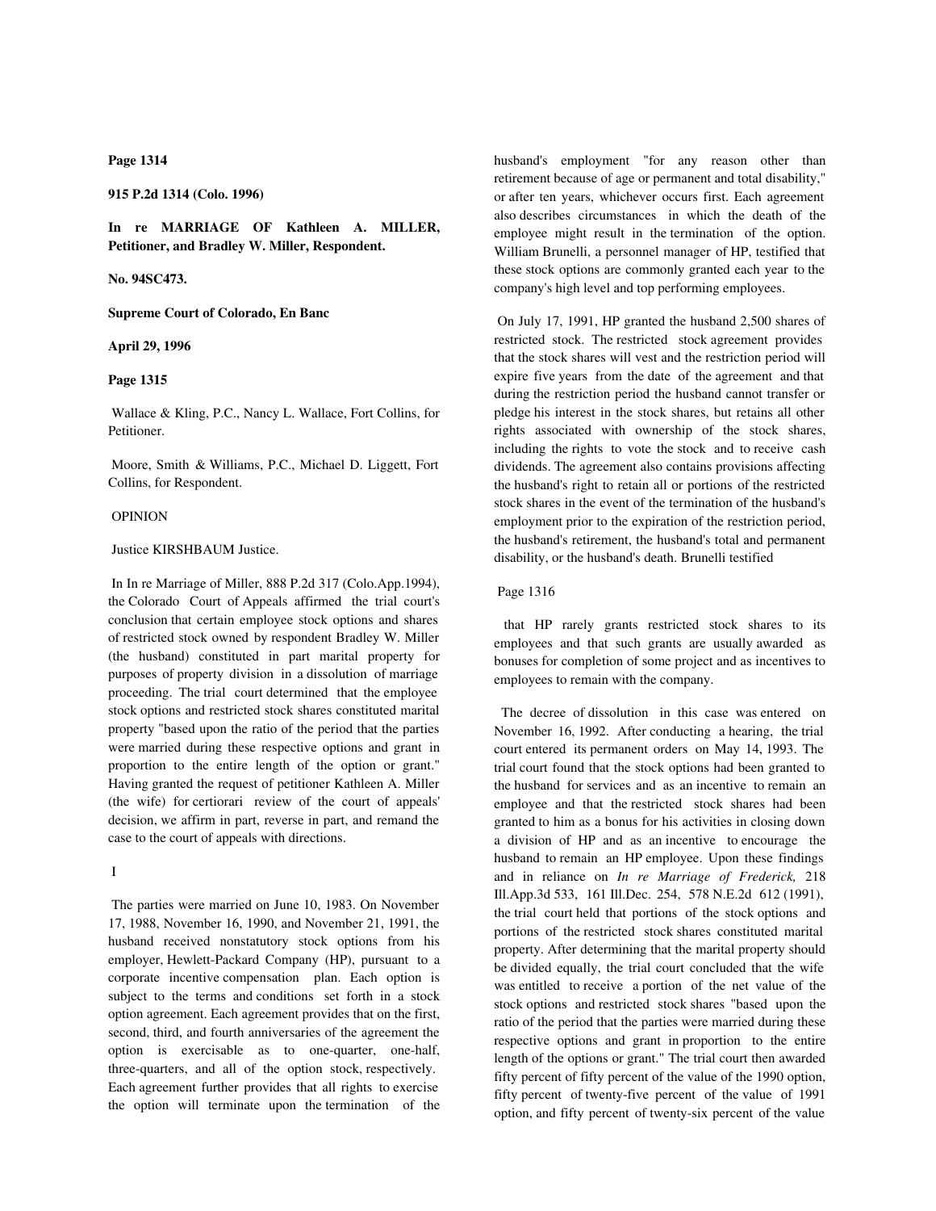**Page 1314**

**915 P.2d 1314 (Colo. 1996)**

**In re MARRIAGE OF Kathleen A. MILLER, Petitioner, and Bradley W. Miller, Respondent.**

**No. 94SC473.**

**Supreme Court of Colorado, En Banc**

**April 29, 1996**

**Page 1315**

Wallace & Kling, P.C., Nancy L. Wallace, Fort Collins, for Petitioner.

Moore, Smith & Williams, P.C., Michael D. Liggett, Fort Collins, for Respondent.

OPINION

Justice KIRSHBAUM Justice.

In In re Marriage of Miller, 888 P.2d 317 (Colo.App.1994), the Colorado Court of Appeals affirmed the trial court's conclusion that certain employee stock options and shares of restricted stock owned by respondent Bradley W. Miller (the husband) constituted in part marital property for purposes of property division in a dissolution of marriage proceeding. The trial court determined that the employee stock options and restricted stock shares constituted marital property "based upon the ratio of the period that the parties were married during these respective options and grant in proportion to the entire length of the option or grant." Having granted the request of petitioner Kathleen A. Miller (the wife) for certiorari review of the court of appeals' decision, we affirm in part, reverse in part, and remand the case to the court of appeals with directions.

I

The parties were married on June 10, 1983. On November 17, 1988, November 16, 1990, and November 21, 1991, the husband received nonstatutory stock options from his employer, Hewlett-Packard Company (HP), pursuant to a corporate incentive compensation plan. Each option is subject to the terms and conditions set forth in a stock option agreement. Each agreement provides that on the first, second, third, and fourth anniversaries of the agreement the option is exercisable as to one-quarter, one-half, three-quarters, and all of the option stock, respectively. Each agreement further provides that all rights to exercise the option will terminate upon the termination of the husband's employment "for any reason other than retirement because of age or permanent and total disability," or after ten years, whichever occurs first. Each agreement also describes circumstances in which the death of the employee might result in the termination of the option. William Brunelli, a personnel manager of HP, testified that these stock options are commonly granted each year to the company's high level and top performing employees.

On July 17, 1991, HP granted the husband 2,500 shares of restricted stock. The restricted stock agreement provides that the stock shares will vest and the restriction period will expire five years from the date of the agreement and that during the restriction period the husband cannot transfer or pledge his interest in the stock shares, but retains all other rights associated with ownership of the stock shares, including the rights to vote the stock and to receive cash dividends. The agreement also contains provisions affecting the husband's right to retain all or portions of the restricted stock shares in the event of the termination of the husband's employment prior to the expiration of the restriction period, the husband's retirement, the husband's total and permanent disability, or the husband's death. Brunelli testified

**Page 1316**

that HP rarely grants restricted stock shares to its employees and that such grants are usually awarded as bonuses for completion of some project and as incentives to employees to remain with the company.

The decree of dissolution in this case was entered on November 16, 1992. After conducting a hearing, the trial court entered its permanent orders on May 14, 1993. The trial court found that the stock options had been granted to the husband for services and as an incentive to remain an employee and that the restricted stock shares had been granted to him as a bonus for his activities in closing down a division of HP and as an incentive to encourage the husband to remain an HP employee. Upon these findings and in reliance on *In re Marriage of Frederick,* 218 Ill.App.3d 533, 161 Ill.Dec. 254, 578 N.E.2d 612 (1991), the trial court held that portions of the stock options and portions of the restricted stock shares constituted marital property. After determining that the marital property should be divided equally, the trial court concluded that the wife was entitled to receive a portion of the net value of the stock options and restricted stock shares "based upon the ratio of the period that the parties were married during these respective options and grant in proportion to the entire length of the options or grant." The trial court then awarded fifty percent of fifty percent of the value of the 1990 option, fifty percent of twenty-five percent of the value of 1991 option, and fifty percent of twenty-six percent of the value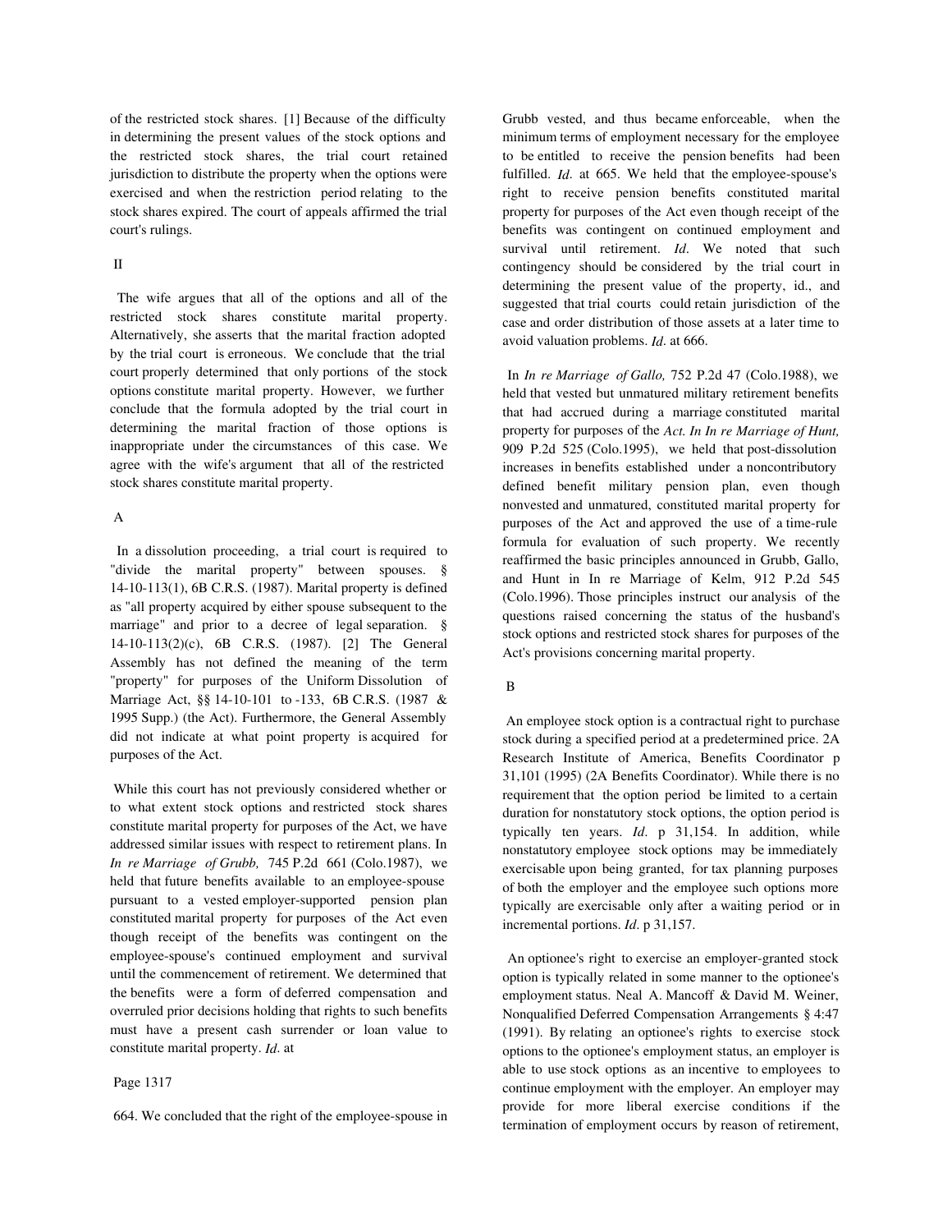of the restricted stock shares. [1] Because of the difficulty in determining the present values of the stock options and the restricted stock shares, the trial court retained jurisdiction to distribute the property when the options were exercised and when the restriction period relating to the stock shares expired. The court of appeals affirmed the trial court's rulings.

II

The wife argues that all of the options and all of the restricted stock shares constitute marital property. Alternatively, she asserts that the marital fraction adopted by the trial court is erroneous. We conclude that the trial court properly determined that only portions of the stock options constitute marital property. However, we further conclude that the formula adopted by the trial court in determining the marital fraction of those options is inappropriate under the circumstances of this case. We agree with the wife's argument that all of the restricted stock shares constitute marital property.

A

In a dissolution proceeding, a trial court is required to "divide the marital property" between spouses. § 14-10-113(1), 6B C.R.S. (1987). Marital property is defined as "all property acquired by either spouse subsequent to the marriage" and prior to a decree of legal separation. § 14-10-113(2)(c), 6B C.R.S. (1987). [2] The General Assembly has not defined the meaning of the term "property" for purposes of the Uniform Dissolution of Marriage Act, §§ 14-10-101 to -133, 6B C.R.S. (1987 & 1995 Supp.) (the Act). Furthermore, the General Assembly did not indicate at what point property is acquired for purposes of the Act.

While this court has not previously considered whether or to what extent stock options and restricted stock shares constitute marital property for purposes of the Act, we have addressed similar issues with respect to retirement plans. In *In re Marriage of Grubb,* 745 P.2d 661 (Colo.1987), we held that future benefits available to an employee-spouse pursuant to a vested employer-supported pension plan constituted marital property for purposes of the Act even though receipt of the benefits was contingent on the employee-spouse's continued employment and survival until the commencement of retirement. We determined that the benefits were a form of deferred compensation and overruled prior decisions holding that rights to such benefits must have a present cash surrender or loan value to constitute marital property. *Id.* at

Page 1317

664. We concluded that the right of the employee-spouse in Grubb vested, and thus became enforceable, when the minimum terms of employment necessary for the employee to be entitled to receive the pension benefits had been fulfilled. *Id.* at 665. We held that the employee-spouse's right to receive pension benefits constituted marital property for purposes of the Act even though receipt of the benefits was contingent on continued employment and survival until retirement. *Id.* We noted that such contingency should be considered by the trial court in determining the present value of the property, id., and suggested that trial courts could retain jurisdiction of the case and order distribution of those assets at a later time to avoid valuation problems. *Id.* at 666.

In *In re Marriage of Gallo,* 752 P.2d 47 (Colo.1988), we held that vested but unmatured military retirement benefits that had accrued during a marriage constituted marital property for purposes of the *Act. In In re Marriage of Hunt,* 909 P.2d 525 (Colo.1995), we held that post-dissolution increases in benefits established under a noncontributory defined benefit military pension plan, even though nonvested and unmatured, constituted marital property for purposes of the Act and approved the use of a time-rule formula for evaluation of such property. We recently reaffirmed the basic principles announced in Grubb, Gallo, and Hunt in In re Marriage of Kelm, 912 P.2d 545 (Colo.1996). Those principles instruct our analysis of the questions raised concerning the status of the husband's stock options and restricted stock shares for purposes of the Act's provisions concerning marital property.

B

An employee stock option is a contractual right to purchase stock during a specified period at a predetermined price. 2A Research Institute of America, Benefits Coordinator p 31,101 (1995) (2A Benefits Coordinator). While there is no requirement that the option period be limited to a certain duration for nonstatutory stock options, the option period is typically ten years. *Id.* p 31,154. In addition, while nonstatutory employee stock options may be immediately exercisable upon being granted, for tax planning purposes of both the employer and the employee such options more typically are exercisable only after a waiting period or in incremental portions. *Id.* p 31,157.

An optionee's right to exercise an employer-granted stock option is typically related in some manner to the optionee's employment status. Neal A. Mancoff & David M. Weiner, Nonqualified Deferred Compensation Arrangements § 4:47 (1991). By relating an optionee's rights to exercise stock options to the optionee's employment status, an employer is able to use stock options as an incentive to employees to continue employment with the employer. An employer may provide for more liberal exercise conditions if the termination of employment occurs by reason of retirement,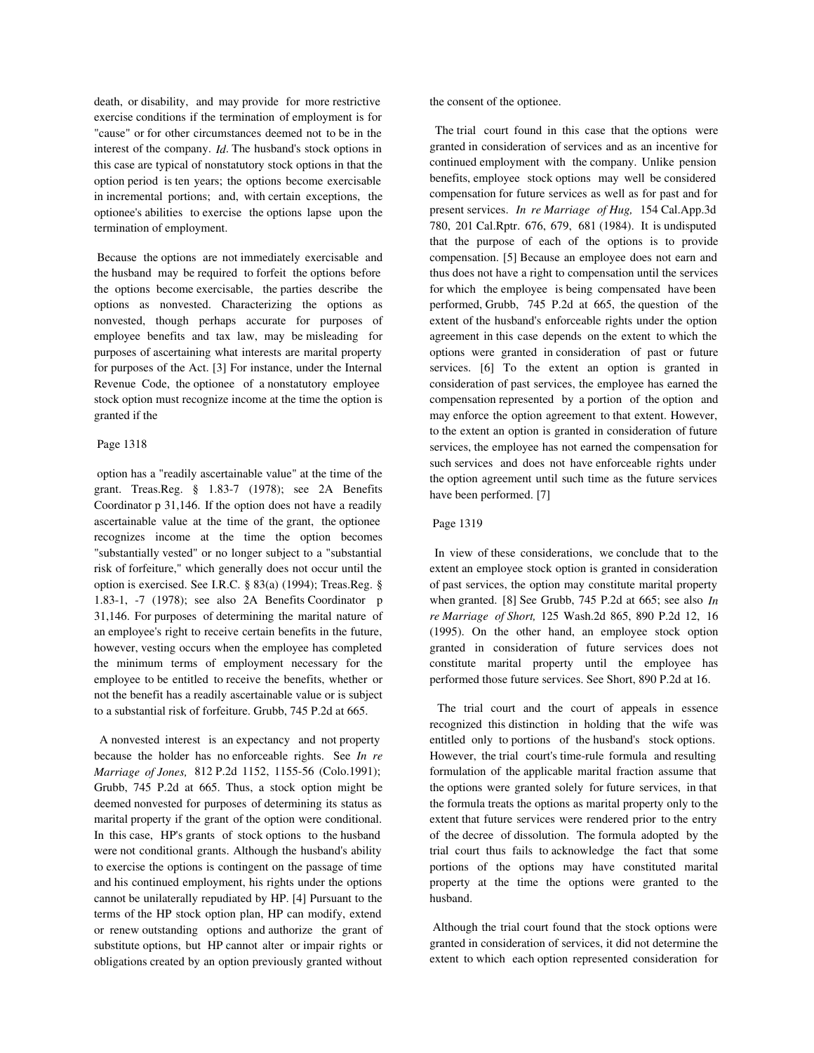death, or disability, and may provide for more restrictive exercise conditions if the termination of employment is for "cause" or for other circumstances deemed not to be in the interest of the company. *Id*. The husband's stock options in this case are typical of nonstatutory stock options in that the option period is ten years; the options become exercisable in incremental portions; and, with certain exceptions, the optionee's abilities to exercise the options lapse upon the termination of employment.

Because the options are not immediately exercisable and the husband may be required to forfeit the options before the options become exercisable, the parties describe the options as nonvested. Characterizing the options as nonvested, though perhaps accurate for purposes of employee benefits and tax law, may be misleading for purposes of ascertaining what interests are marital property for purposes of the Act. [3] For instance, under the Internal Revenue Code, the optionee of a nonstatutory employee stock option must recognize income at the time the option is granted if the

Page 1318

option has a "readily ascertainable value" at the time of the grant. Treas.Reg. § 1.83-7 (1978); see 2A Benefits Coordinator p 31,146. If the option does not have a readily ascertainable value at the time of the grant, the optionee recognizes income at the time the option becomes "substantially vested" or no longer subject to a "substantial risk of forfeiture," which generally does not occur until the option is exercised. See I.R.C. § 83(a) (1994); Treas.Reg. § 1.83-1, -7 (1978); see also 2A Benefits Coordinator p 31,146. For purposes of determining the marital nature of an employee's right to receive certain benefits in the future, however, vesting occurs when the employee has completed the minimum terms of employment necessary for the employee to be entitled to receive the benefits, whether or not the benefit has a readily ascertainable value or is subject to a substantial risk of forfeiture. Grubb, 745 P.2d at 665.

A nonvested interest is an expectancy and not property because the holder has no enforceable rights. See *In re Marriage of Jones,* 812 P.2d 1152, 1155-56 (Colo.1991); Grubb, 745 P.2d at 665. Thus, a stock option might be deemed nonvested for purposes of determining its status as marital property if the grant of the option were conditional. In this case, HP's grants of stock options to the husband were not conditional grants. Although the husband's ability to exercise the options is contingent on the passage of time and his continued employment, his rights under the options cannot be unilaterally repudiated by HP. [4] Pursuant to the terms of the HP stock option plan, HP can modify, extend or renew outstanding options and authorize the grant of substitute options, but HP cannot alter or impair rights or obligations created by an option previously granted without the consent of the optionee.

The trial court found in this case that the options were granted in consideration of services and as an incentive for continued employment with the company. Unlike pension benefits, employee stock options may well be considered compensation for future services as well as for past and for present services. *In re Marriage of Hug,* 154 Cal.App.3d 780, 201 Cal.Rptr. 676, 679, 681 (1984). It is undisputed that the purpose of each of the options is to provide compensation. [5] Because an employee does not earn and thus does not have a right to compensation until the services for which the employee is being compensated have been performed, Grubb, 745 P.2d at 665, the question of the extent of the husband's enforceable rights under the option agreement in this case depends on the extent to which the options were granted in consideration of past or future services. [6] To the extent an option is granted in consideration of past services, the employee has earned the compensation represented by a portion of the option and may enforce the option agreement to that extent. However, to the extent an option is granted in consideration of future services, the employee has not earned the compensation for such services and does not have enforceable rights under the option agreement until such time as the future services have been performed. [7]

Page 1319

In view of these considerations, we conclude that to the extent an employee stock option is granted in consideration of past services, the option may constitute marital property when granted. [8] See Grubb, 745 P.2d at 665; see also *In re Marriage of Short,* 125 Wash.2d 865, 890 P.2d 12, 16 (1995). On the other hand, an employee stock option granted in consideration of future services does not constitute marital property until the employee has performed those future services. See Short, 890 P.2d at 16.

The trial court and the court of appeals in essence recognized this distinction in holding that the wife was entitled only to portions of the husband's stock options. However, the trial court's time-rule formula and resulting formulation of the applicable marital fraction assume that the options were granted solely for future services, in that the formula treats the options as marital property only to the extent that future services were rendered prior to the entry of the decree of dissolution. The formula adopted by the trial court thus fails to acknowledge the fact that some portions of the options may have constituted marital property at the time the options were granted to the husband.

Although the trial court found that the stock options were granted in consideration of services, it did not determine the extent to which each option represented consideration for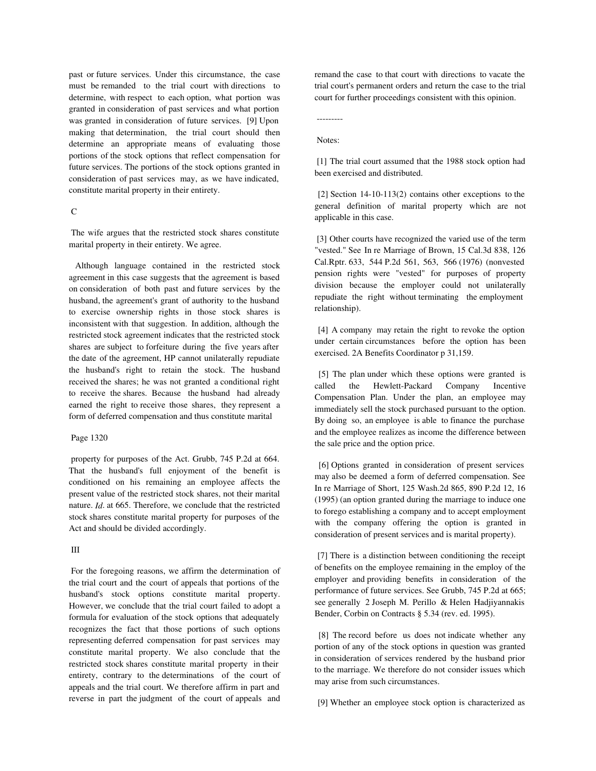past or future services. Under this circumstance, the case must be remanded to the trial court with directions to determine, with respect to each option, what portion was granted in consideration of past services and what portion was granted in consideration of future services. [9] Upon making that determination, the trial court should then determine an appropriate means of evaluating those portions of the stock options that reflect compensation for future services. The portions of the stock options granted in consideration of past services may, as we have indicated, constitute marital property in their entirety.

C

The wife argues that the restricted stock shares constitute marital property in their entirety. We agree.

Although language contained in the restricted stock agreement in this case suggests that the agreement is based on consideration of both past and future services by the husband, the agreement's grant of authority to the husband to exercise ownership rights in those stock shares is inconsistent with that suggestion. In addition, although the restricted stock agreement indicates that the restricted stock shares are subject to forfeiture during the five years after the date of the agreement, HP cannot unilaterally repudiate the husband's right to retain the stock. The husband received the shares; he was not granted a conditional right to receive the shares. Because the husband had already earned the right to receive those shares, they represent a form of deferred compensation and thus constitute marital

Page 1320

property for purposes of the Act. Grubb, 745 P.2d at 664. That the husband's full enjoyment of the benefit is conditioned on his remaining an employee affects the present value of the restricted stock shares, not their marital nature. *Id*. at 665. Therefore, we conclude that the restricted stock shares constitute marital property for purposes of the Act and should be divided accordingly.

III

For the foregoing reasons, we affirm the determination of the trial court and the court of appeals that portions of the husband's stock options constitute marital property. However, we conclude that the trial court failed to adopt a formula for evaluation of the stock options that adequately recognizes the fact that those portions of such options representing deferred compensation for past services may constitute marital property. We also conclude that the restricted stock shares constitute marital property in their entirety, contrary to the determinations of the court of appeals and the trial court. We therefore affirm in part and reverse in part the judgment of the court of appeals and remand the case to that court with directions to vacate the trial court's permanent orders and return the case to the trial court for further proceedings consistent with this opinion.

---------

Notes:

[1] The trial court assumed that the 1988 stock option had been exercised and distributed.

[2] Section 14-10-113(2) contains other exceptions to the general definition of marital property which are not applicable in this case.

[3] Other courts have recognized the varied use of the term "vested." See In re Marriage of Brown, 15 Cal.3d 838, 126 Cal.Rptr. 633, 544 P.2d 561, 563, 566 (1976) (nonvested pension rights were "vested" for purposes of property division because the employer could not unilaterally repudiate the right without terminating the employment relationship).

[4] A company may retain the right to revoke the option under certain circumstances before the option has been exercised. 2A Benefits Coordinator p 31,159.

[5] The plan under which these options were granted is called the Hewlett-Packard Company Incentive Compensation Plan. Under the plan, an employee may immediately sell the stock purchased pursuant to the option. By doing so, an employee is able to finance the purchase and the employee realizes as income the difference between the sale price and the option price.

[6] Options granted in consideration of present services may also be deemed a form of deferred compensation. See In re Marriage of Short, 125 Wash.2d 865, 890 P.2d 12, 16 (1995) (an option granted during the marriage to induce one to forego establishing a company and to accept employment with the company offering the option is granted in consideration of present services and is marital property).

[7] There is a distinction between conditioning the receipt of benefits on the employee remaining in the employ of the employer and providing benefits in consideration of the performance of future services. See Grubb, 745 P.2d at 665; see generally 2 Joseph M. Perillo & Helen Hadjiyannakis Bender, Corbin on Contracts § 5.34 (rev. ed. 1995).

[8] The record before us does not indicate whether any portion of any of the stock options in question was granted in consideration of services rendered by the husband prior to the marriage. We therefore do not consider issues which may arise from such circumstances.

[9] Whether an employee stock option is characterized as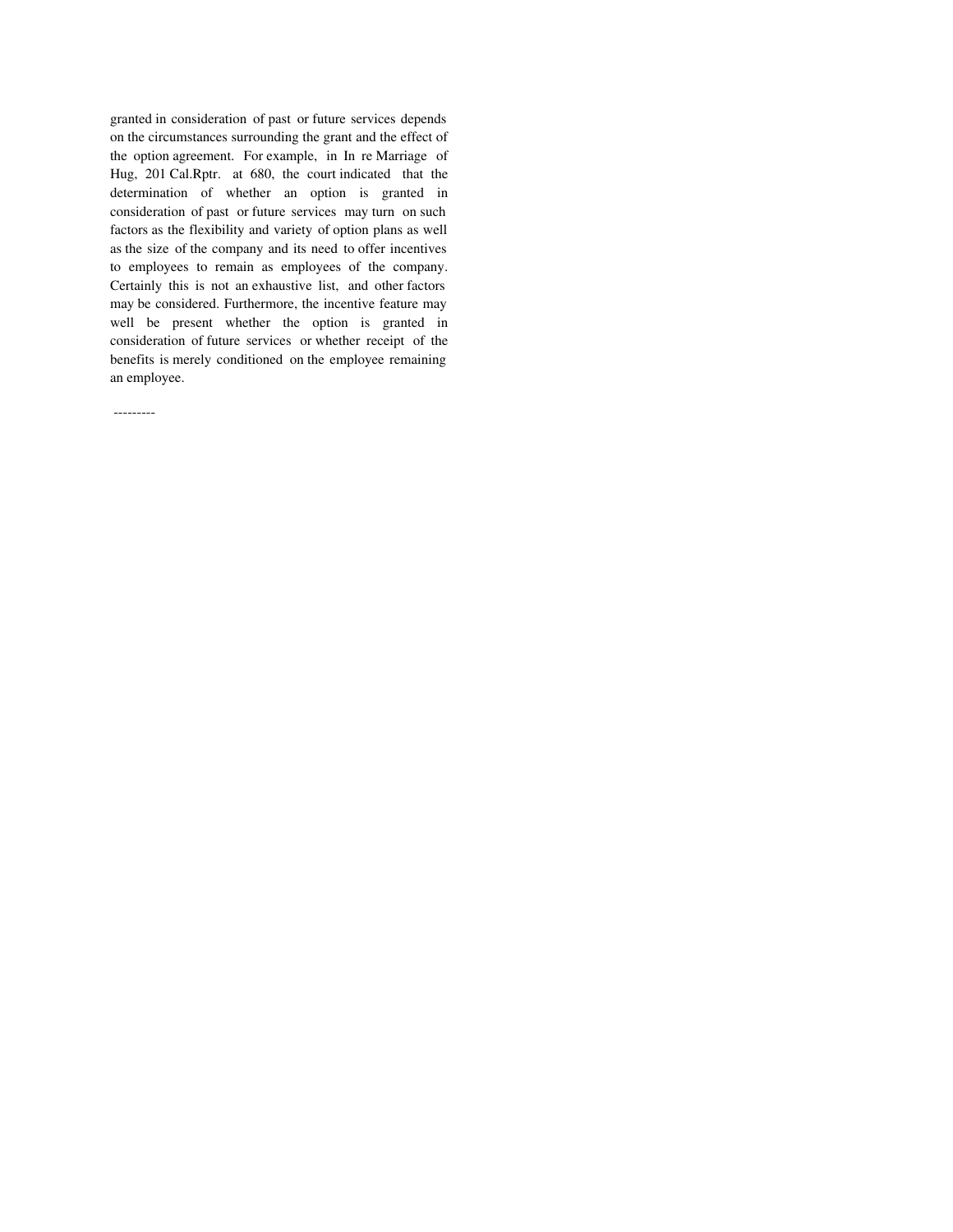granted in consideration of past or future services depends on the circumstances surrounding the grant and the effect of the option agreement. For example, in In re Marriage of Hug, 201 Cal.Rptr. at 680, the court indicated that the determination of whether an option is granted in consideration of past or future services may turn on such factors as the flexibility and variety of option plans as well as the size of the company and its need to offer incentives to employees to remain as employees of the company. Certainly this is not an exhaustive list, and other factors may be considered. Furthermore, the incentive feature may well be present whether the option is granted in consideration of future services or whether receipt of the benefits is merely conditioned on the employee remaining an employee.

---------